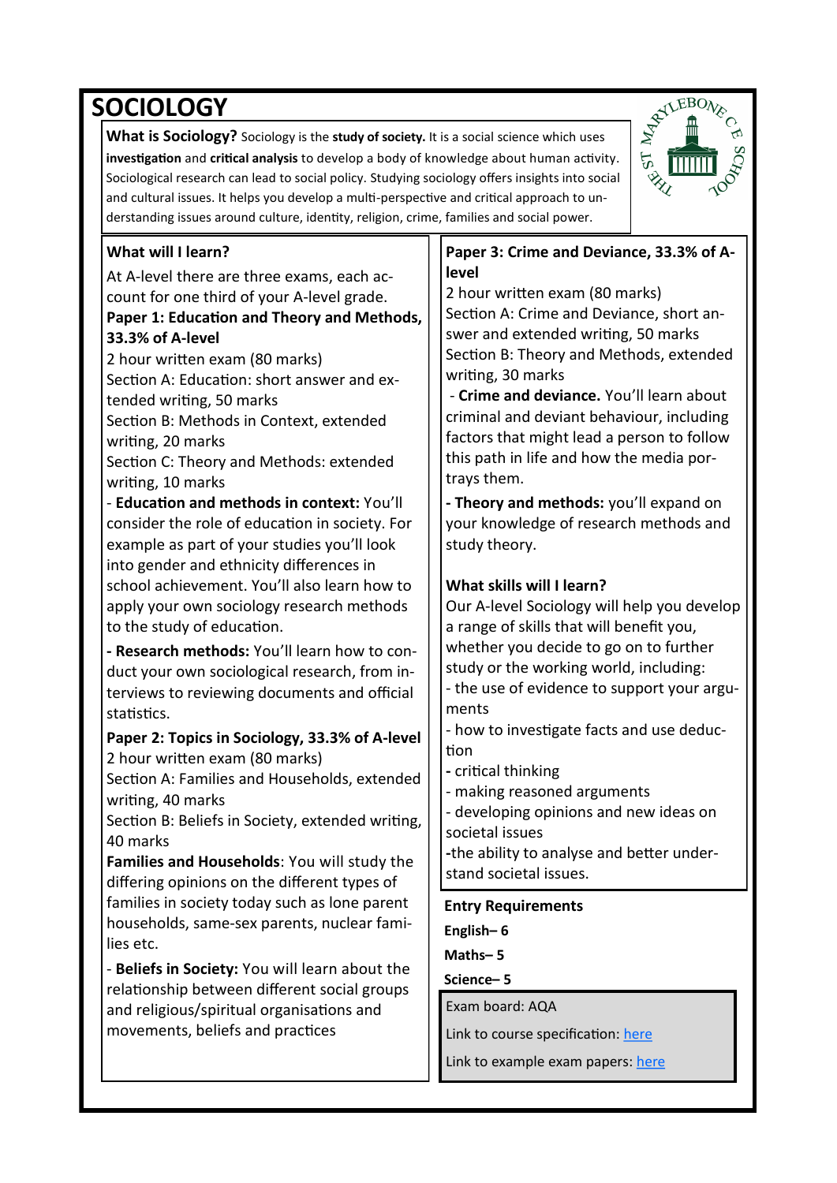# SOCIOLOGY

**What is Sociology?** Sociology is the **study of society.** It is a social science which uses **investigation** and **critical analysis** to develop a body of knowledge about human activity. Sociological research can lead to social policy. Studying sociology offers insights into social and cultural issues. It helps you develop a multi-perspective and critical approach to understanding issues around culture, identity, religion, crime, families and social power.

## What will I learn?

At A-level there are three exams, each account for one third of your A-level grade.

**Paper 1: Education and Theory and Methods, 33.3% of A-level**

2 hour written exam (80 marks)
Section A: Education: short answer and extended writing, 50 marks
Section B: Methods in Context, extended writing, 20 marks
Section C: Theory and Methods: extended writing, 10 marks

- **Education and methods in context:** You'll consider the role of education in society. For example as part of your studies you'll look into gender and ethnicity differences in school achievement. You'll also learn how to apply your own sociology research methods to the study of education.

- **Research methods:** You'll learn how to conduct your own sociological research, from interviews to reviewing documents and official statistics.

**Paper 2: Topics in Sociology, 33.3% of A-level**

2 hour written exam (80 marks)
Section A: Families and Households, extended writing, 40 marks
Section B: Beliefs in Society, extended writing, 40 marks

**Families and Households**: You will study the differing opinions on the different types of families in society today such as lone parent households, same-sex parents, nuclear families etc.

- **Beliefs in Society:** You will learn about the relationship between different social groups and religious/spiritual organisations and movements, beliefs and practices

**Paper 3: Crime and Deviance, 33.3% of A-level**

2 hour written exam (80 marks)
Section A: Crime and Deviance, short answer and extended writing, 50 marks
Section B: Theory and Methods, extended writing, 30 marks

- **Crime and deviance.** You'll learn about criminal and deviant behaviour, including factors that might lead a person to follow this path in life and how the media portrays them.

- **Theory and methods:** you'll expand on your knowledge of research methods and study theory.

## What skills will I learn?

Our A-level Sociology will help you develop a range of skills that will benefit you, whether you decide to go on to further study or the working world, including:

- the use of evidence to support your arguments
- how to investigate facts and use deduction
- critical thinking
- making reasoned arguments
- developing opinions and new ideas on societal issues
- the ability to analyse and better understand societal issues.

## Entry Requirements

**English– 6**

**Maths– 5**

**Science– 5**

Exam board: AQA

Link to course specification: here

Link to example exam papers: here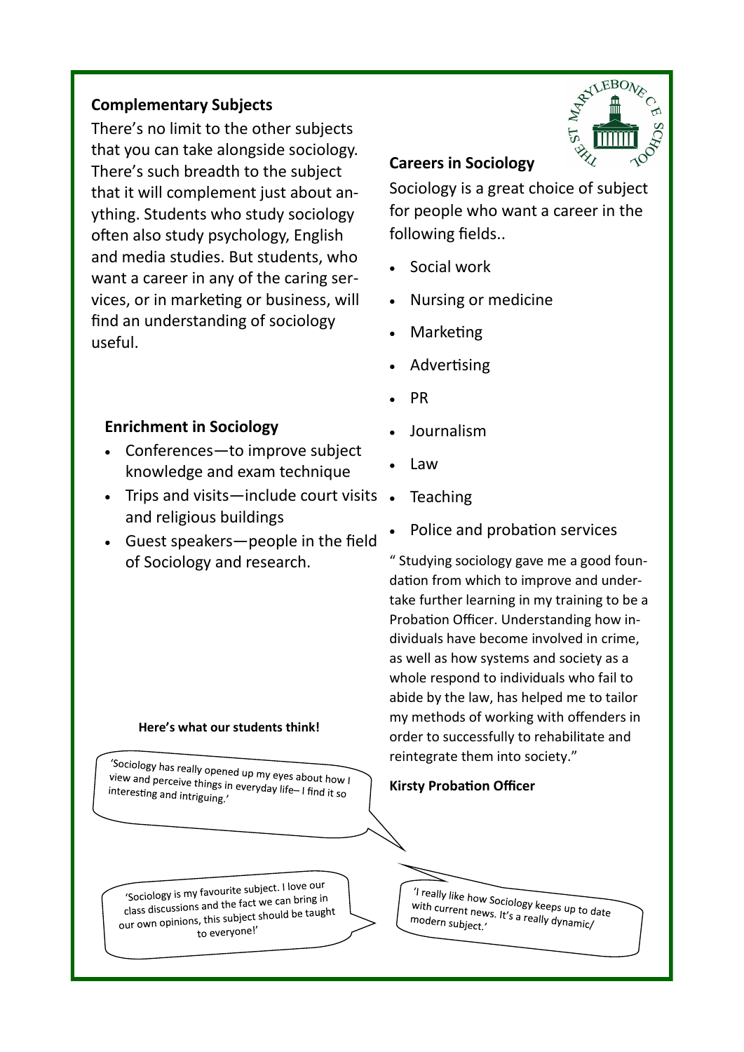## Complementary Subjects

There's no limit to the other subjects that you can take alongside sociology. There's such breadth to the subject that it will complement just about anything. Students who study sociology often also study psychology, English and media studies. But students, who want a career in any of the caring services, or in marketing or business, will find an understanding of sociology useful.

## Enrichment in Sociology

- Conferences—to improve subject knowledge and exam technique
- Trips and visits—include court visits and religious buildings
- Guest speakers—people in the field of Sociology and research.

## Careers in Sociology

Sociology is a great choice of subject for people who want a career in the following fields..

- Social work
- Nursing or medicine
- Marketing
- Advertising
- PR
- Journalism
- Law
- Teaching
- Police and probation services

" Studying sociology gave me a good foundation from which to improve and undertake further learning in my training to be a Probation Officer. Understanding how individuals have become involved in crime, as well as how systems and society as a whole respond to individuals who fail to abide by the law, has helped me to tailor my methods of working with offenders in order to successfully to rehabilitate and reintegrate them into society."

**Kirsty Probation Officer**

**Here's what our students think!**

'Sociology has really opened up my eyes about how I view and perceive things in everyday life– I find it so interesting and intriguing.'

'Sociology is my favourite subject. I love our class discussions and the fact we can bring in our own opinions, this subject should be taught to everyone!'

'I really like how Sociology keeps up to date with current news. It's a really dynamic/ modern subject.'